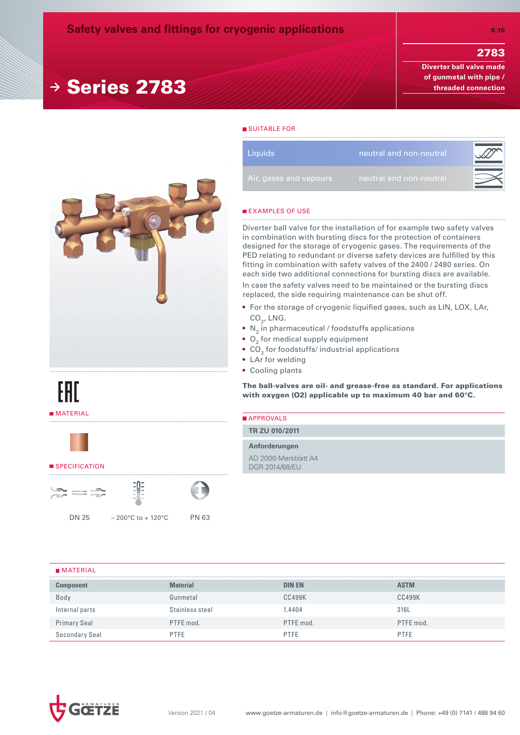# Safety valves and fittings for cryogenic applications

8.10

## 2783

**Diverter ball valve made of gunmetal with pipe / threaded connection**

# → Series 2783

## SUITABLE FOR

| | | |
|---|---|---|
| Liquids | neutral and non-neutral | |
| Air, gases and vapours | neutral and non-neutral | |

## EXAMPLES OF USE

Diverter ball valve for the installation of for example two safety valves in combination with bursting discs for the protection of containers designed for the storage of cryogenic gases. The requirements of the PED relating to redundant or diverse safety devices are fulfilled by this fitting in combination with safety valves of the 2400 / 2480 series. On each side two additional connections for bursting discs are available.

In case the safety valves need to be maintained or the bursting discs replaced, the side requiring maintenance can be shut off.

- For the storage of cryogenic liquified gases, such as LIN, LOX, LAr, $CO_2$, LNG.
- $N_2$ in pharmaceutical / foodstuffs applications
- $O_2$ for medical supply equipment
- $CO_2$ for foodstuffs/ industrial applications
- LAr for welding
- Cooling plants

**The ball-valves are oil- and grease-free as standard. For applications with oxygen (O2) applicable up to maximum 40 bar and 60°C.**

EAC

## MATERIAL

## SPECIFICATION

DN 25 | – 200°C to + 120°C | PN 63

## APPROVALS

**TR ZU 010/2011**

**Anforderungen**

AD 2000-Merkblatt A4
DGR 2014/68/EU

## MATERIAL

| Component | Material | DIN EN | ASTM |
|---|---|---|---|
| Body | Gunmetal | CC499K | CC499K |
| Internal parts | Stainless steel | 1.4404 | 316L |
| Primary Seal | PTFE mod. | PTFE mod. | PTFE mod. |
| Secondary Seal | PTFE | PTFE | PTFE |

GOETZE ARMATUREN

Version 2021 / 04

www.goetze-armaturen.de | info@goetze-armaturen.de | Phone: +49 (0) 7141 / 488 94 60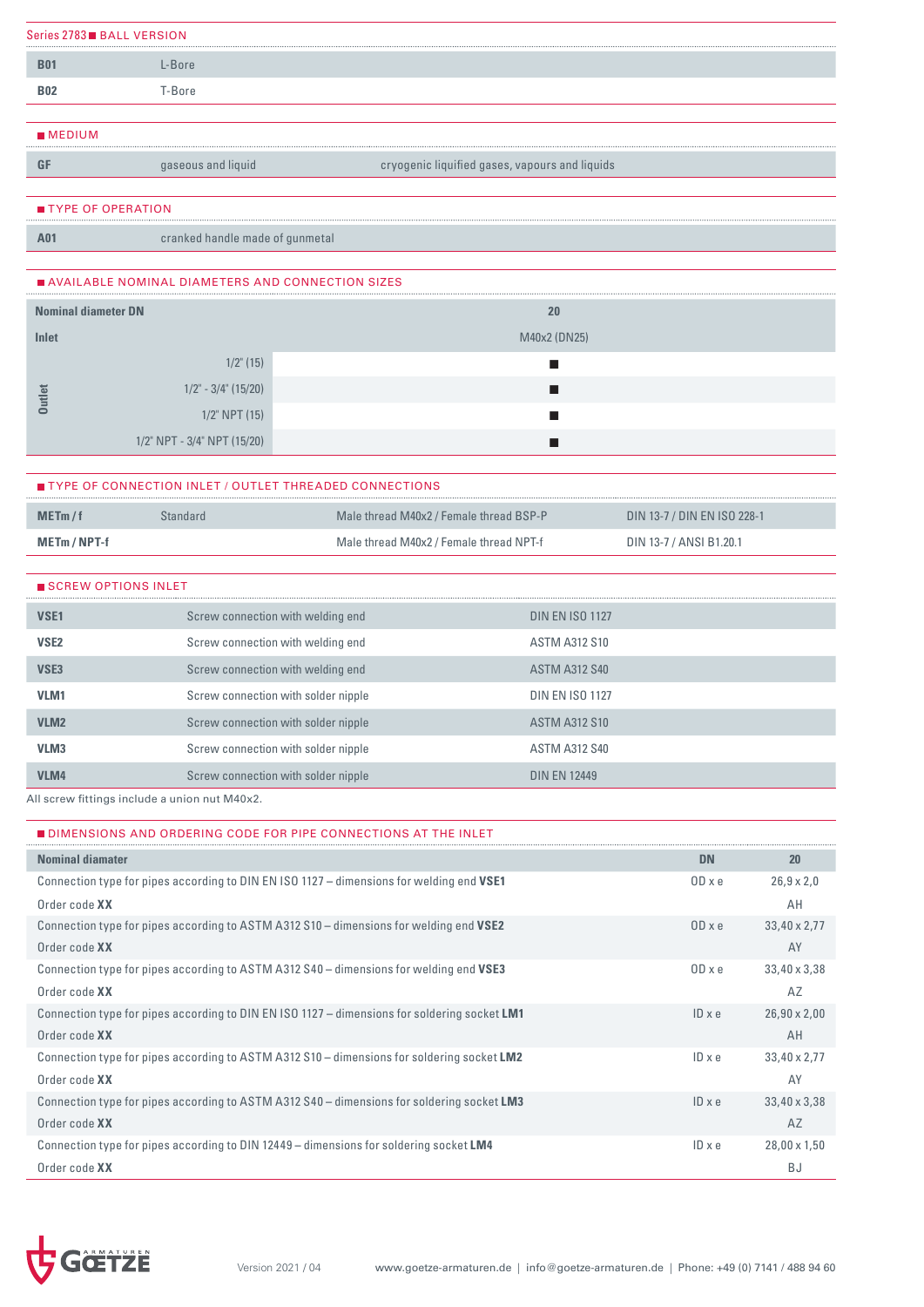## Series 2783 ■ BALL VERSION

| | |
|---|---|
| **B01** | L-Bore |
| **B02** | T-Bore |

## ■ MEDIUM

| | | |
|---|---|---|
| **GF** | gaseous and liquid | cryogenic liquified gases, vapours and liquids |

## ■ TYPE OF OPERATION

| | |
|---|---|
| **A01** | cranked handle made of gunmetal |

## ■ AVAILABLE NOMINAL DIAMETERS AND CONNECTION SIZES

| | | |
|---|---|---|
| **Nominal diameter DN** | | 20 |
| **Inlet** | | M40x2 (DN25) |
| **Outlet** | 1/2" (15) | ■ |
| | 1/2" - 3/4" (15/20) | ■ |
| | 1/2" NPT (15) | ■ |
| | 1/2" NPT - 3/4" NPT (15/20) | ■ |

## ■ TYPE OF CONNECTION INLET / OUTLET THREADED CONNECTIONS

| | | | |
|---|---|---|---|
| **METm / f** | Standard | Male thread M40x2 / Female thread BSP-P | DIN 13-7 / DIN EN ISO 228-1 |
| **METm / NPT-f** | | Male thread M40x2 / Female thread NPT-f | DIN 13-7 / ANSI B1.20.1 |

## ■ SCREW OPTIONS INLET

| | | |
|---|---|---|
| **VSE1** | Screw connection with welding end | DIN EN ISO 1127 |
| **VSE2** | Screw connection with welding end | ASTM A312 S10 |
| **VSE3** | Screw connection with welding end | ASTM A312 S40 |
| **VLM1** | Screw connection with solder nipple | DIN EN ISO 1127 |
| **VLM2** | Screw connection with solder nipple | ASTM A312 S10 |
| **VLM3** | Screw connection with solder nipple | ASTM A312 S40 |
| **VLM4** | Screw connection with solder nipple | DIN EN 12449 |

All screw fittings include a union nut M40x2.

## ■ DIMENSIONS AND ORDERING CODE FOR PIPE CONNECTIONS AT THE INLET

| **Nominal diamater** | **DN** | **20** |
|---|---|---|
| Connection type for pipes according to DIN EN ISO 1127 – dimensions for welding end **VSE1** | OD x e | 26,9 x 2,0 |
| Order code **XX** | | AH |
| Connection type for pipes according to ASTM A312 S10 – dimensions for welding end **VSE2** | OD x e | 33,40 x 2,77 |
| Order code **XX** | | AY |
| Connection type for pipes according to ASTM A312 S40 – dimensions for welding end **VSE3** | OD x e | 33,40 x 3,38 |
| Order code **XX** | | AZ |
| Connection type for pipes according to DIN EN ISO 1127 – dimensions for soldering socket **LM1** | ID x e | 26,90 x 2,00 |
| Order code **XX** | | AH |
| Connection type for pipes according to ASTM A312 S10 – dimensions for soldering socket **LM2** | ID x e | 33,40 x 2,77 |
| Order code **XX** | | AY |
| Connection type for pipes according to ASTM A312 S40 – dimensions for soldering socket **LM3** | ID x e | 33,40 x 3,38 |
| Order code **XX** | | AZ |
| Connection type for pipes according to DIN 12449 – dimensions for soldering socket **LM4** | ID x e | 28,00 x 1,50 |
| Order code **XX** | | BJ |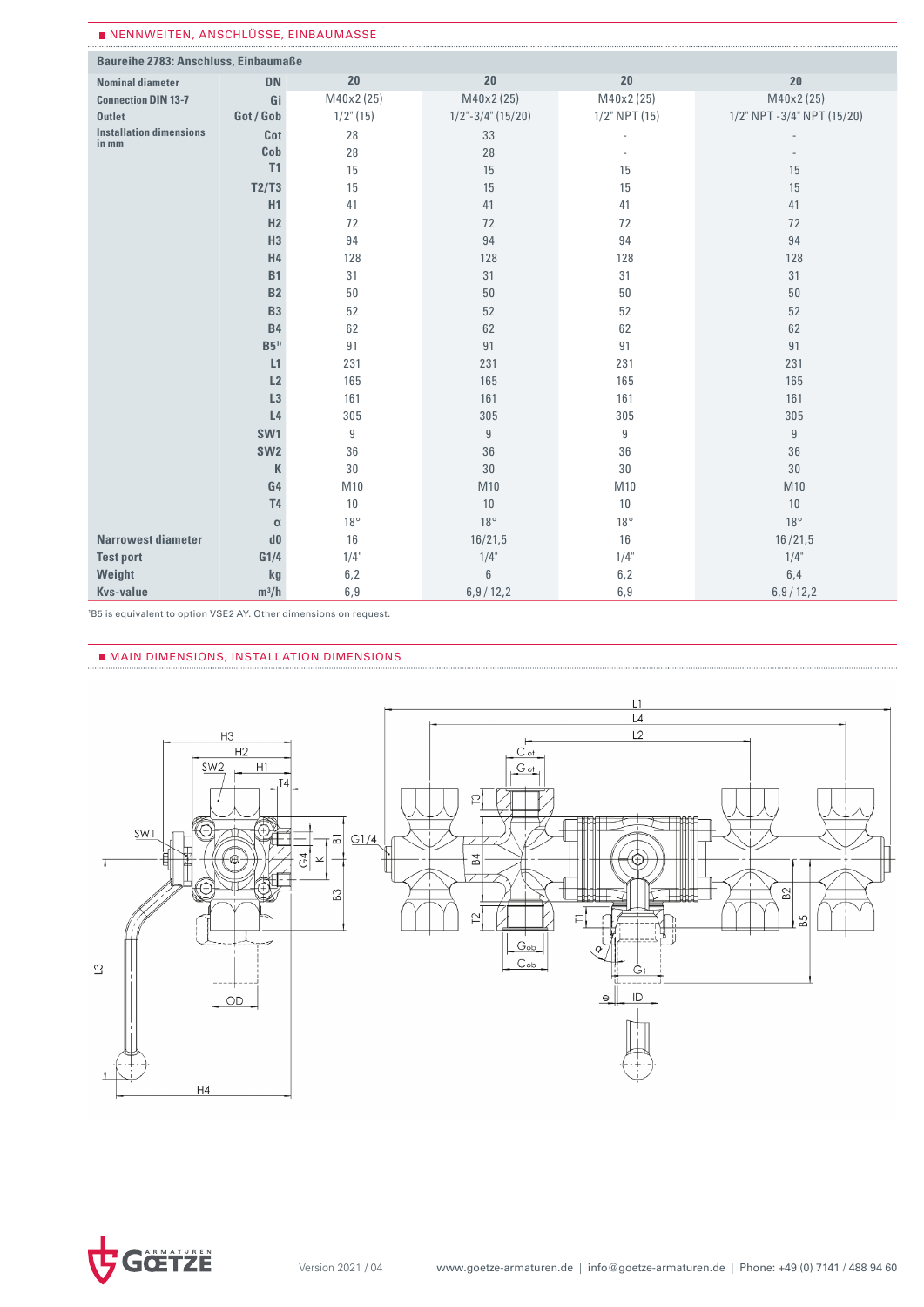## NENNWEITEN, ANSCHLÜSSE, EINBAUMASSE

| Baureihe 2783: Anschluss, Einbaumaße | | | | | |
|---|---|---|---|---|---|
| Nominal diameter | DN | 20 | 20 | 20 | 20 |
| Connection DIN 13-7 | Gi | M40x2 (25) | M40x2 (25) | M40x2 (25) | M40x2 (25) |
| Outlet | Got / Gob | 1/2" (15) | 1/2"-3/4" (15/20) | 1/2" NPT (15) | 1/2" NPT -3/4" NPT (15/20) |
| Installation dimensions in mm | Cot | 28 | 33 | - | - |
| | Cob | 28 | 28 | - | - |
| | T1 | 15 | 15 | 15 | 15 |
| | T2/T3 | 15 | 15 | 15 | 15 |
| | H1 | 41 | 41 | 41 | 41 |
| | H2 | 72 | 72 | 72 | 72 |
| | H3 | 94 | 94 | 94 | 94 |
| | H4 | 128 | 128 | 128 | 128 |
| | B1 | 31 | 31 | 31 | 31 |
| | B2 | 50 | 50 | 50 | 50 |
| | B3 | 52 | 52 | 52 | 52 |
| | B4 | 62 | 62 | 62 | 62 |
| | B5[1] | 91 | 91 | 91 | 91 |
| | L1 | 231 | 231 | 231 | 231 |
| | L2 | 165 | 165 | 165 | 165 |
| | L3 | 161 | 161 | 161 | 161 |
| | L4 | 305 | 305 | 305 | 305 |
| | SW1 | 9 | 9 | 9 | 9 |
| | SW2 | 36 | 36 | 36 | 36 |
| | K | 30 | 30 | 30 | 30 |
| | G4 | M10 | M10 | M10 | M10 |
| | T4 | 10 | 10 | 10 | 10 |
| | α | 18° | 18° | 18° | 18° |
| Narrowest diameter | d0 | 16 | 16/21,5 | 16 | 16 /21,5 |
| Test port | G1/4 | 1/4" | 1/4" | 1/4" | 1/4" |
| Weight | kg | 6,2 | 6 | 6,2 | 6,4 |
| Kvs-value | $m^3/h$ | 6,9 | 6,9 / 12,2 | 6,9 | 6,9 / 12,2 |

[1]B5 is equivalent to option VSE2 AY. Other dimensions on request.

## MAIN DIMENSIONS, INSTALLATION DIMENSIONS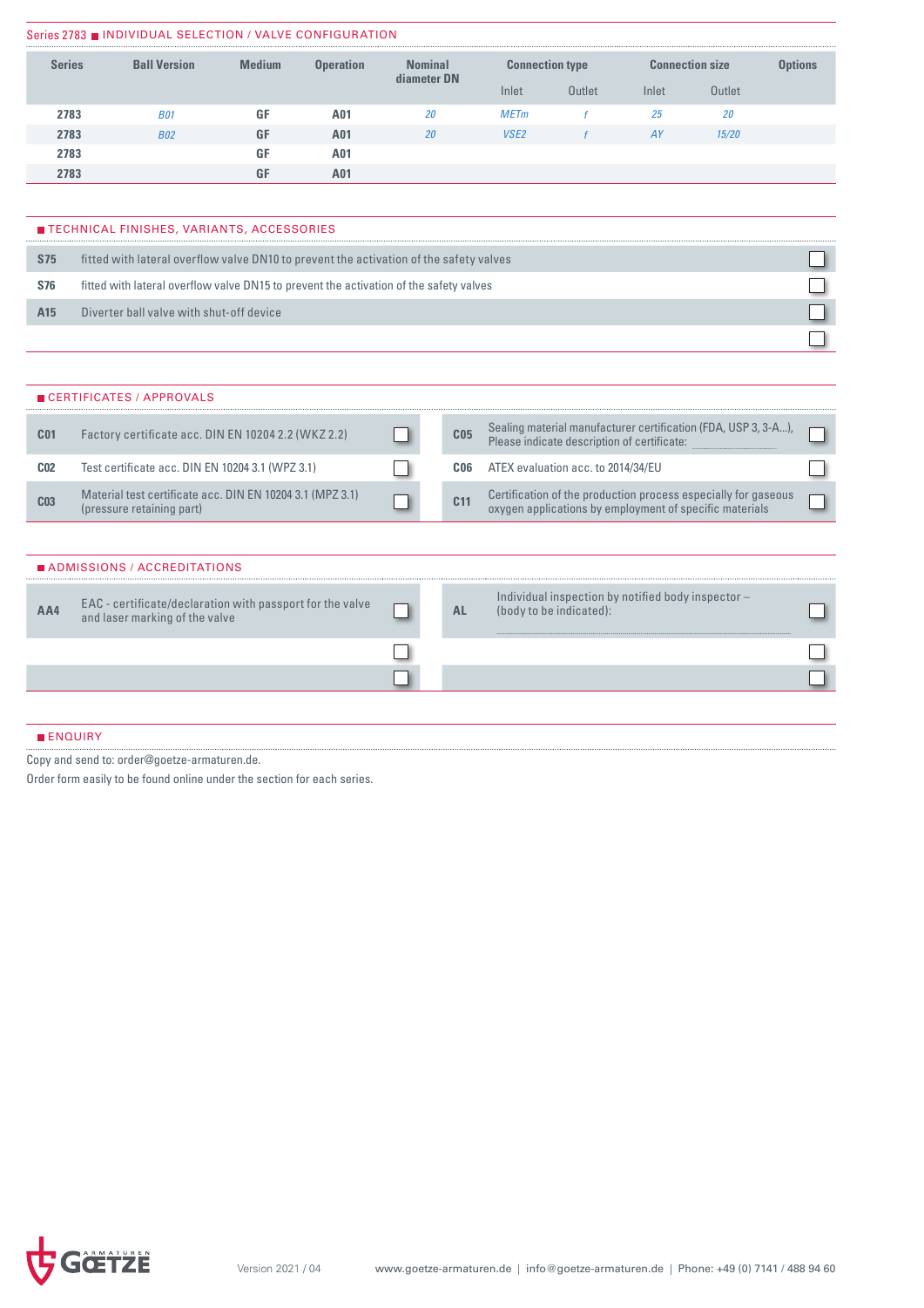Series 2783 ■ INDIVIDUAL SELECTION / VALVE CONFIGURATION

| Series | Ball Version | Medium | Operation | Nominal diameter DN | Connection type | | Connection size | | Options |
|---|---|---|---|---|---|---|---|---|---|
| | | | | | Inlet | Outlet | Inlet | Outlet | |
| 2783 | *B01* | GF | A01 | *20* | *METm* | *f* | *25* | *20* | |
| 2783 | *B02* | GF | A01 | *20* | *VSE2* | *f* | *AY* | *15/20* | |
| 2783 | | GF | A01 | | | | | | |
| 2783 | | GF | A01 | | | | | | |

## ■ TECHNICAL FINISHES, VARIANTS, ACCESSORIES

| | | |
|---|---|---|
| **S75** | fitted with lateral overflow valve DN10 to prevent the activation of the safety valves | ☐ |
| **S76** | fitted with lateral overflow valve DN15 to prevent the activation of the safety valves | ☐ |
| **A15** | Diverter ball valve with shut-off device | ☐ |
| | | ☐ |

## ■ CERTIFICATES / APPROVALS

| | | | | | |
|---|---|---|---|---|---|
| **C01** | Factory certificate acc. DIN EN 10204 2.2 (WKZ 2.2) | ☐ | **C05** | Sealing material manufacturer certification (FDA, USP 3, 3-A...), Please indicate description of certificate: | ☐ |
| **C02** | Test certificate acc. DIN EN 10204 3.1 (WPZ 3.1) | ☐ | **C06** | ATEX evaluation acc. to 2014/34/EU | ☐ |
| **C03** | Material test certificate acc. DIN EN 10204 3.1 (MPZ 3.1) (pressure retaining part) | ☐ | **C11** | Certification of the production process especially for gaseous oxygen applications by employment of specific materials | ☐ |

## ■ ADMISSIONS / ACCREDITATIONS

| | | | | | |
|---|---|---|---|---|---|
| **AA4** | EAC - certificate/declaration with passport for the valve and laser marking of the valve | ☐ | **AL** | Individual inspection by notified body inspector – (body to be indicated): | ☐ |
| | | ☐ | | | ☐ |
| | | ☐ | | | ☐ |

## ■ ENQUIRY

Copy and send to: order@goetze-armaturen.de.

Order form easily to be found online under the section for each series.